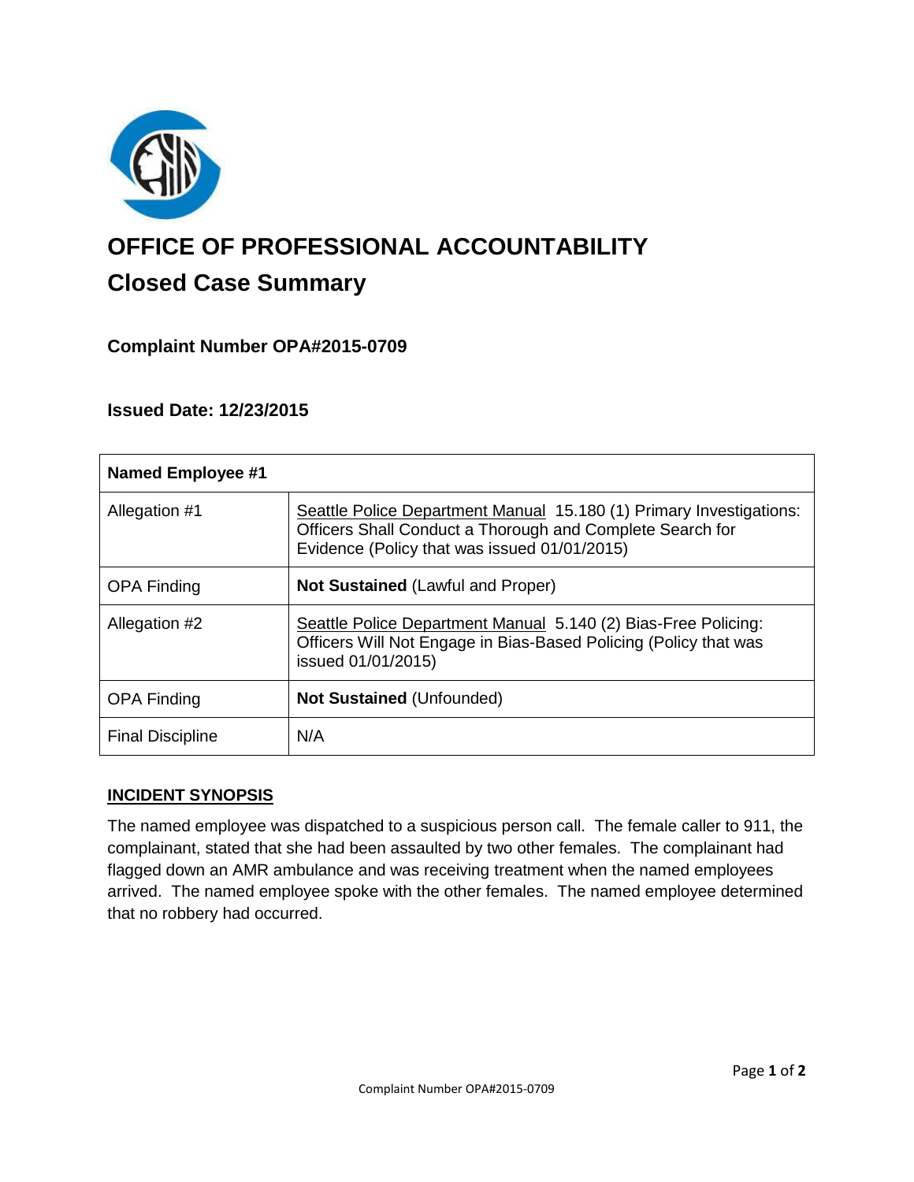# OFFICE OF PROFESSIONAL ACCOUNTABILITY

## Closed Case Summary

### Complaint Number OPA#2015-0709

### Issued Date: 12/23/2015

| **Named Employee #1** | |
|---|---|
| Allegation #1 | Seattle Police Department Manual 15.180 (1) Primary Investigations: Officers Shall Conduct a Thorough and Complete Search for Evidence (Policy that was issued 01/01/2015) |
| OPA Finding | **Not Sustained** (Lawful and Proper) |
| Allegation #2 | Seattle Police Department Manual 5.140 (2) Bias-Free Policing: Officers Will Not Engage in Bias-Based Policing (Policy that was issued 01/01/2015) |
| OPA Finding | **Not Sustained** (Unfounded) |
| Final Discipline | N/A |

**INCIDENT SYNOPSIS**

The named employee was dispatched to a suspicious person call. The female caller to 911, the complainant, stated that she had been assaulted by two other females. The complainant had flagged down an AMR ambulance and was receiving treatment when the named employees arrived. The named employee spoke with the other females. The named employee determined that no robbery had occurred.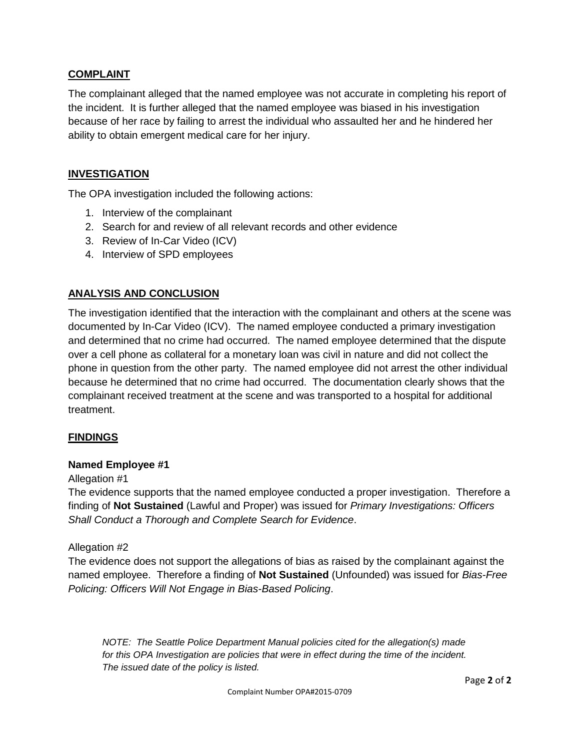## COMPLAINT

The complainant alleged that the named employee was not accurate in completing his report of the incident. It is further alleged that the named employee was biased in his investigation because of her race by failing to arrest the individual who assaulted her and he hindered her ability to obtain emergent medical care for her injury.

## INVESTIGATION

The OPA investigation included the following actions:

1. Interview of the complainant
2. Search for and review of all relevant records and other evidence
3. Review of In-Car Video (ICV)
4. Interview of SPD employees

## ANALYSIS AND CONCLUSION

The investigation identified that the interaction with the complainant and others at the scene was documented by In-Car Video (ICV). The named employee conducted a primary investigation and determined that no crime had occurred. The named employee determined that the dispute over a cell phone as collateral for a monetary loan was civil in nature and did not collect the phone in question from the other party. The named employee did not arrest the other individual because he determined that no crime had occurred. The documentation clearly shows that the complainant received treatment at the scene and was transported to a hospital for additional treatment.

## FINDINGS

**Named Employee #1**

Allegation #1

The evidence supports that the named employee conducted a proper investigation. Therefore a finding of **Not Sustained** (Lawful and Proper) was issued for *Primary Investigations: Officers Shall Conduct a Thorough and Complete Search for Evidence*.

Allegation #2

The evidence does not support the allegations of bias as raised by the complainant against the named employee. Therefore a finding of **Not Sustained** (Unfounded) was issued for *Bias-Free Policing: Officers Will Not Engage in Bias-Based Policing*.

*NOTE: The Seattle Police Department Manual policies cited for the allegation(s) made for this OPA Investigation are policies that were in effect during the time of the incident. The issued date of the policy is listed.*

Complaint Number OPA#2015-0709